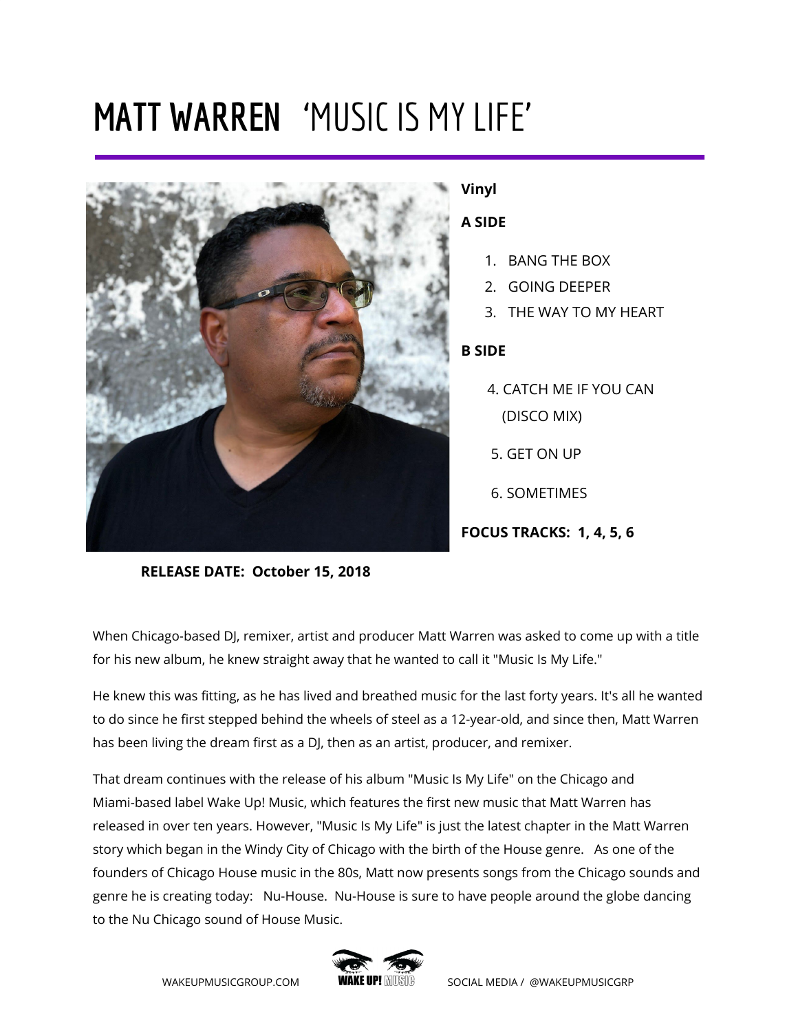# MATT WARREN 'MUSIC IS MY LIFE'

**Vinyl**

**A SIDE**

1. BANG THE BOX
2. GOING DEEPER
3. THE WAY TO MY HEART

**B SIDE**

4. CATCH ME IF YOU CAN (DISCO MIX)
5. GET ON UP
6. SOMETIMES

**FOCUS TRACKS: 1, 4, 5, 6**

**RELEASE DATE: October 15, 2018**

When Chicago-based DJ, remixer, artist and producer Matt Warren was asked to come up with a title for his new album, he knew straight away that he wanted to call it "Music Is My Life."

He knew this was fitting, as he has lived and breathed music for the last forty years. It's all he wanted to do since he first stepped behind the wheels of steel as a 12-year-old, and since then, Matt Warren has been living the dream first as a DJ, then as an artist, producer, and remixer.

That dream continues with the release of his album "Music Is My Life" on the Chicago and Miami-based label Wake Up! Music, which features the first new music that Matt Warren has released in over ten years. However, "Music Is My Life" is just the latest chapter in the Matt Warren story which began in the Windy City of Chicago with the birth of the House genre. As one of the founders of Chicago House music in the 80s, Matt now presents songs from the Chicago sounds and genre he is creating today: Nu-House. Nu-House is sure to have people around the globe dancing to the Nu Chicago sound of House Music.

WAKEUPMUSICGROUP.COM WAKE UP! MUSIC SOCIAL MEDIA / @WAKEUPMUSICGRP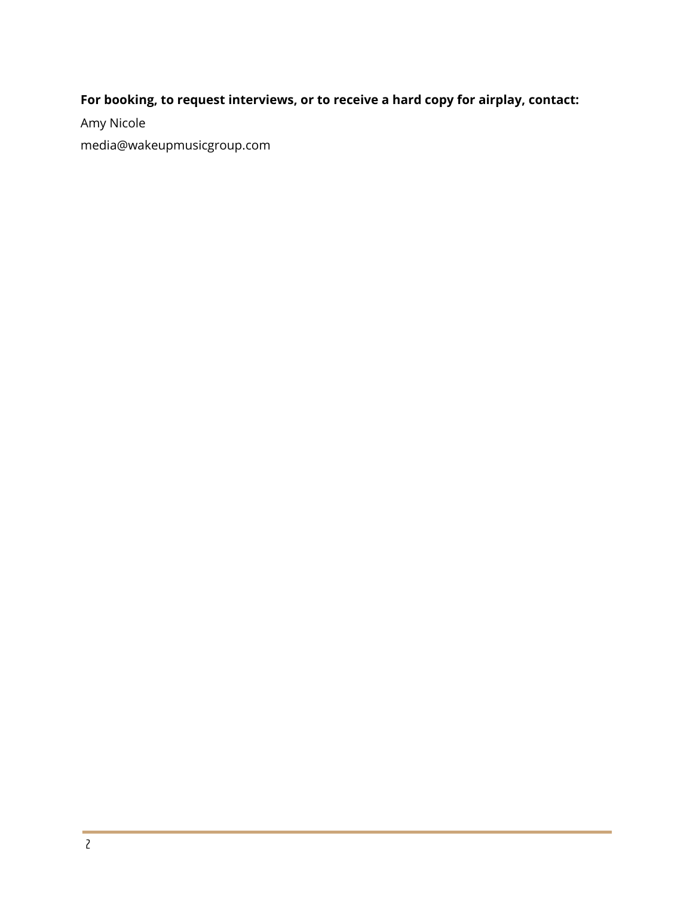**For booking, to request interviews, or to receive a hard copy for airplay, contact:**

Amy Nicole

media@wakeupmusicgroup.com